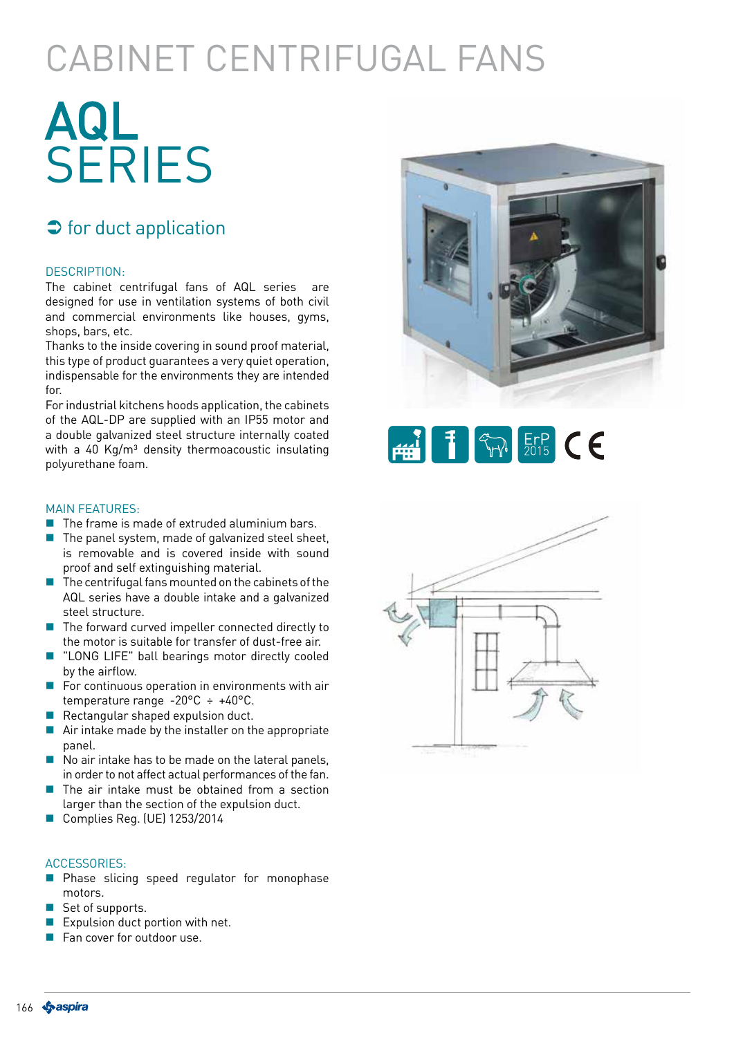# CABINET CENTRIFUGAL FANS

# AQL SERIES

## ➲ for duct application

### DESCRIPTION:

The cabinet centrifugal fans of AQL series are designed for use in ventilation systems of both civil and commercial environments like houses, gyms, shops, bars, etc.
Thanks to the inside covering in sound proof material, this type of product guarantees a very quiet operation, indispensable for the environments they are intended for.
For industrial kitchens hoods application, the cabinets of the AQL-DP are supplied with an IP55 motor and a double galvanized steel structure internally coated with a 40 Kg/m³ density thermoacoustic insulating polyurethane foam.

### MAIN FEATURES:

- The frame is made of extruded aluminium bars.
- The panel system, made of galvanized steel sheet, is removable and is covered inside with sound proof and self extinguishing material.
- The centrifugal fans mounted on the cabinets of the AQL series have a double intake and a galvanized steel structure.
- The forward curved impeller connected directly to the motor is suitable for transfer of dust-free air.
- "LONG LIFE" ball bearings motor directly cooled by the airflow.
- For continuous operation in environments with air temperature range -20°C ÷ +40°C.
- Rectangular shaped expulsion duct.
- Air intake made by the installer on the appropriate panel.
- No air intake has to be made on the lateral panels, in order to not affect actual performances of the fan.
- The air intake must be obtained from a section larger than the section of the expulsion duct.
- Complies Reg. (UE) 1253/2014

### ACCESSORIES:

- Phase slicing speed regulator for monophase motors.
- Set of supports.
- Expulsion duct portion with net.
- Fan cover for outdoor use.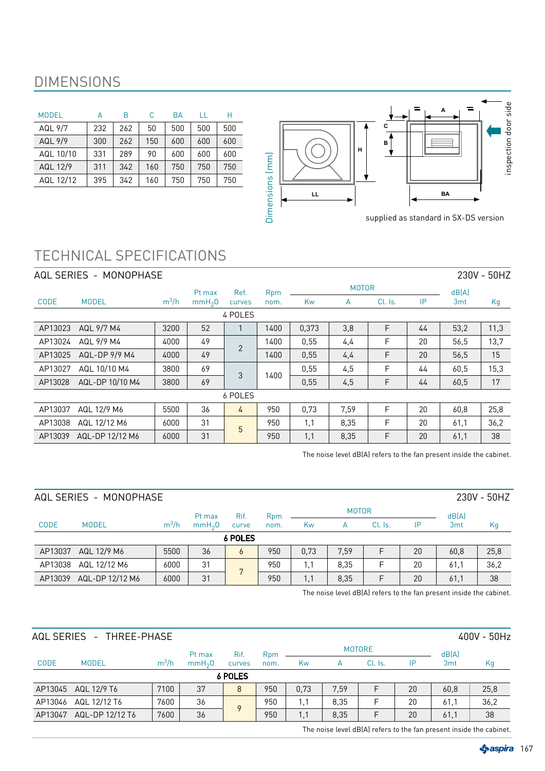# DIMENSIONS

| MODEL | A | B | C | BA | LL | H |
|---|---|---|---|---|---|---|
| AQL 9/7 | 232 | 262 | 50 | 500 | 500 | 500 |
| AQL 9/9 | 300 | 262 | 150 | 600 | 600 | 600 |
| AQL 10/10 | 331 | 289 | 90 | 600 | 600 | 600 |
| AQL 12/9 | 311 | 342 | 160 | 750 | 750 | 750 |
| AQL 12/12 | 395 | 342 | 160 | 750 | 750 | 750 |

Dimensions (mm)

inspection door side

supplied as standard in SX-DS version

# TECHNICAL SPECIFICATIONS

## AQL SERIES - MONOPHASE 230V - 50HZ

| CODE | MODEL | $m^3/h$ | Pt max $mmH_2O$ | Ref. curves | Rpm nom. | MOTOR Kw | MOTOR A | MOTOR Cl. Is. | MOTOR IP | dB(A) 3mt | Kg |
|---|---|---|---|---|---|---|---|---|---|---|---|
| | | | | 4 POLES | | | | | | | |
| AP13023 | AQL 9/7 M4 | 3200 | 52 | 1 | 1400 | 0,373 | 3,8 | F | 44 | 53,2 | 11,3 |
| AP13024 | AQL 9/9 M4 | 4000 | 49 | 2 | 1400 | 0,55 | 4,4 | F | 20 | 56,5 | 13,7 |
| AP13025 | AQL-DP 9/9 M4 | 4000 | 49 | 2 | 1400 | 0,55 | 4,4 | F | 20 | 56,5 | 15 |
| AP13027 | AQL 10/10 M4 | 3800 | 69 | 3 | 1400 | 0,55 | 4,5 | F | 44 | 60,5 | 15,3 |
| AP13028 | AQL-DP 10/10 M4 | 3800 | 69 | 3 | 1400 | 0,55 | 4,5 | F | 44 | 60,5 | 17 |
| | | | | 6 POLES | | | | | | | |
| AP13037 | AQL 12/9 M6 | 5500 | 36 | 4 | 950 | 0,73 | 7,59 | F | 20 | 60,8 | 25,8 |
| AP13038 | AQL 12/12 M6 | 6000 | 31 | 5 | 950 | 1,1 | 8,35 | F | 20 | 61,1 | 36,2 |
| AP13039 | AQL-DP 12/12 M6 | 6000 | 31 | 5 | 950 | 1,1 | 8,35 | F | 20 | 61,1 | 38 |

The noise level dB(A) refers to the fan present inside the cabinet.

## AQL SERIES - MONOPHASE 230V - 50HZ

| CODE | MODEL | $m^3/h$ | Pt max $mmH_2O$ | Rif. curve | Rpm nom. | MOTOR Kw | MOTOR A | MOTOR Cl. Is. | MOTOR IP | dB(A) 3mt | Kg |
|---|---|---|---|---|---|---|---|---|---|---|---|
| | | | | **6 POLES** | | | | | | | |
| AP13037 | AQL 12/9 M6 | 5500 | 36 | 6 | 950 | 0,73 | 7,59 | F | 20 | 60,8 | 25,8 |
| AP13038 | AQL 12/12 M6 | 6000 | 31 | 7 | 950 | 1,1 | 8,35 | F | 20 | 61,1 | 36,2 |
| AP13039 | AQL-DP 12/12 M6 | 6000 | 31 | 7 | 950 | 1,1 | 8,35 | F | 20 | 61,1 | 38 |

The noise level dB(A) refers to the fan present inside the cabinet.

## AQL SERIES - THREE-PHASE 400V - 50Hz

| CODE | MODEL | $m^3/h$ | Pt max $mmH_2O$ | Rif. curves | Rpm nom. | MOTORE Kw | MOTORE A | MOTORE Cl. Is. | MOTORE IP | dB(A) 3mt | Kg |
|---|---|---|---|---|---|---|---|---|---|---|---|
| | | | | **6 POLES** | | | | | | | |
| AP13045 | AQL 12/9 T6 | 7100 | 37 | 8 | 950 | 0,73 | 7,59 | F | 20 | 60,8 | 25,8 |
| AP13046 | AQL 12/12 T6 | 7600 | 36 | 9 | 950 | 1,1 | 8,35 | F | 20 | 61,1 | 36,2 |
| AP13047 | AQL-DP 12/12 T6 | 7600 | 36 | 9 | 950 | 1,1 | 8,35 | F | 20 | 61,1 | 38 |

The noise level dB(A) refers to the fan present inside the cabinet.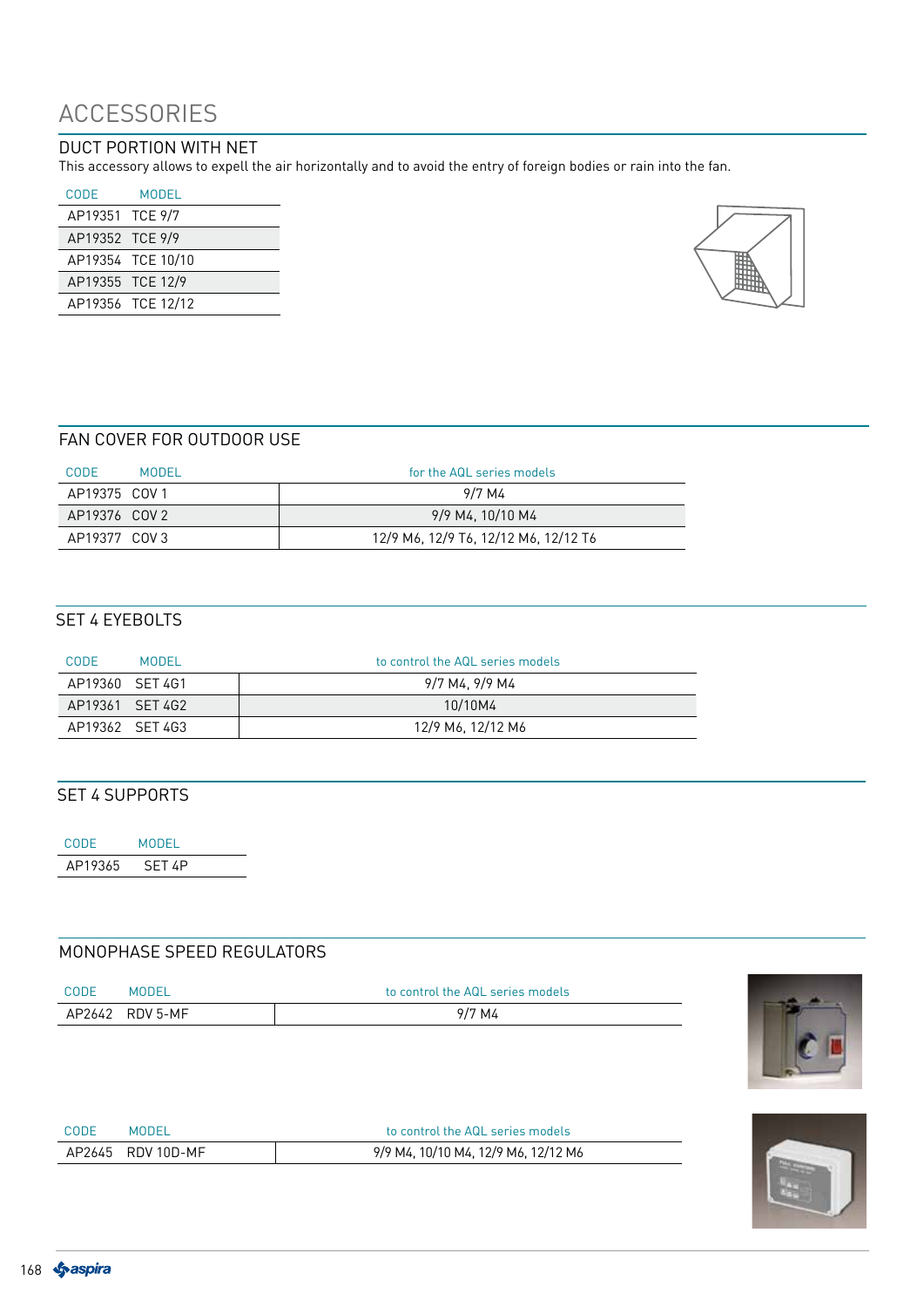# ACCESSORIES

## DUCT PORTION WITH NET

This accessory allows to expell the air horizontally and to avoid the entry of foreign bodies or rain into the fan.

| CODE | MODEL |
|---|---|
| AP19351 | TCE 9/7 |
| AP19352 | TCE 9/9 |
| AP19354 | TCE 10/10 |
| AP19355 | TCE 12/9 |
| AP19356 | TCE 12/12 |

## FAN COVER FOR OUTDOOR USE

| CODE | MODEL | for the AQL series models |
|---|---|---|
| AP19375 | COV 1 | 9/7 M4 |
| AP19376 | COV 2 | 9/9 M4, 10/10 M4 |
| AP19377 | COV 3 | 12/9 M6, 12/9 T6, 12/12 M6, 12/12 T6 |

## SET 4 EYEBOLTS

| CODE | MODEL | to control the AQL series models |
|---|---|---|
| AP19360 | SET 4G1 | 9/7 M4, 9/9 M4 |
| AP19361 | SET 4G2 | 10/10M4 |
| AP19362 | SET 4G3 | 12/9 M6, 12/12 M6 |

## SET 4 SUPPORTS

| CODE | MODEL |
|---|---|
| AP19365 | SET 4P |

## MONOPHASE SPEED REGULATORS

| CODE | MODEL | to control the AQL series models |
|---|---|---|
| AP2642 | RDV 5-MF | 9/7 M4 |

| CODE | MODEL | to control the AQL series models |
|---|---|---|
| AP2645 | RDV 10D-MF | 9/9 M4, 10/10 M4, 12/9 M6, 12/12 M6 |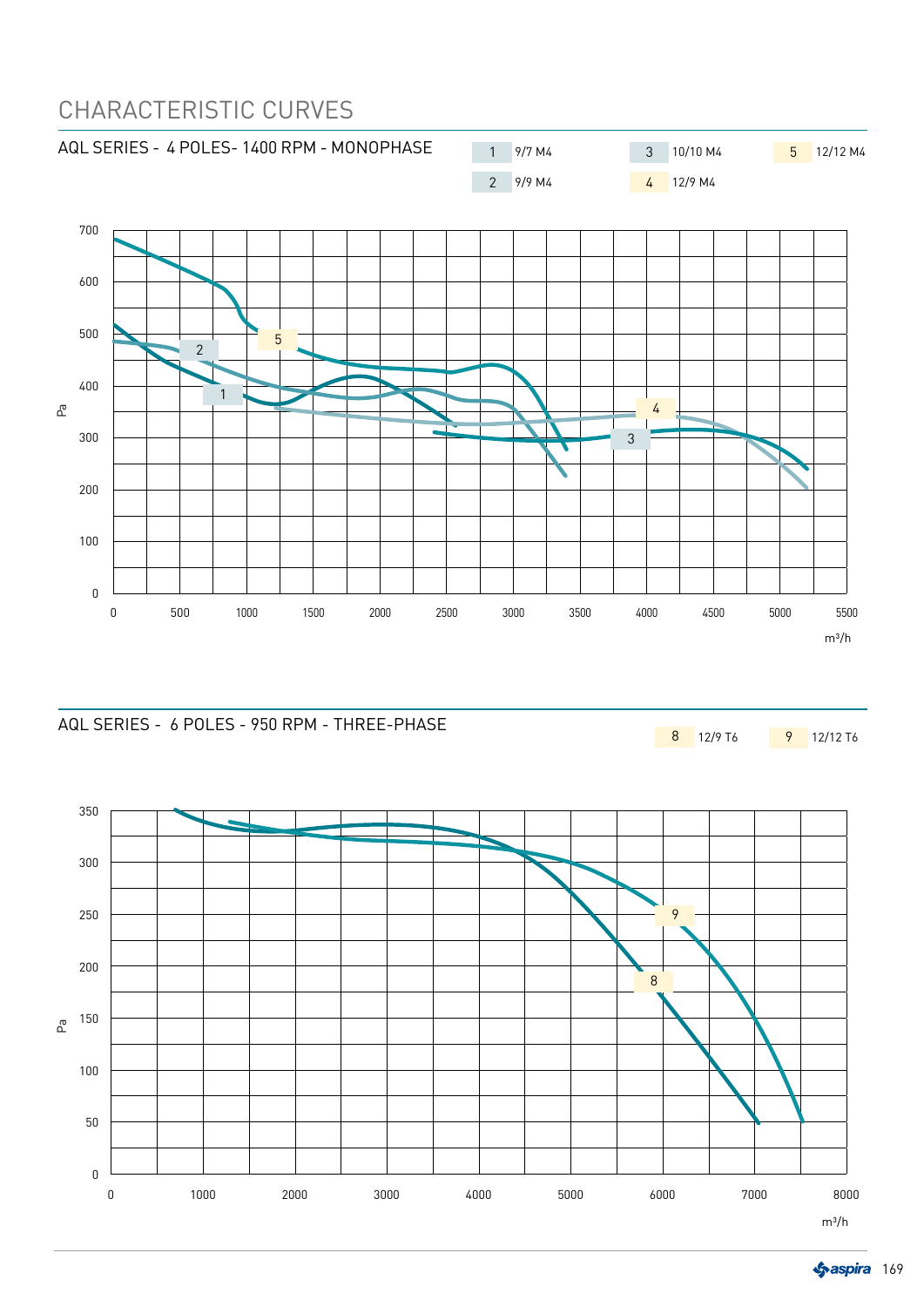# CHARACTERISTIC CURVES

## AQL SERIES - 4 POLES- 1400 RPM - MONOPHASE

1 9/7 M4
2 9/9 M4
3 10/10 M4
4 12/9 M4
5 12/12 M4

Pa

700
600
500
400
300
200
100
0

0 500 1000 1500 2000 2500 3000 3500 4000 4500 5000 5500

m³/h

## AQL SERIES - 6 POLES - 950 RPM - THREE-PHASE

8 12/9 T6
9 12/12 T6

Pa

350
300
250
200
150
100
50
0

0 1000 2000 3000 4000 5000 6000 7000 8000

m³/h